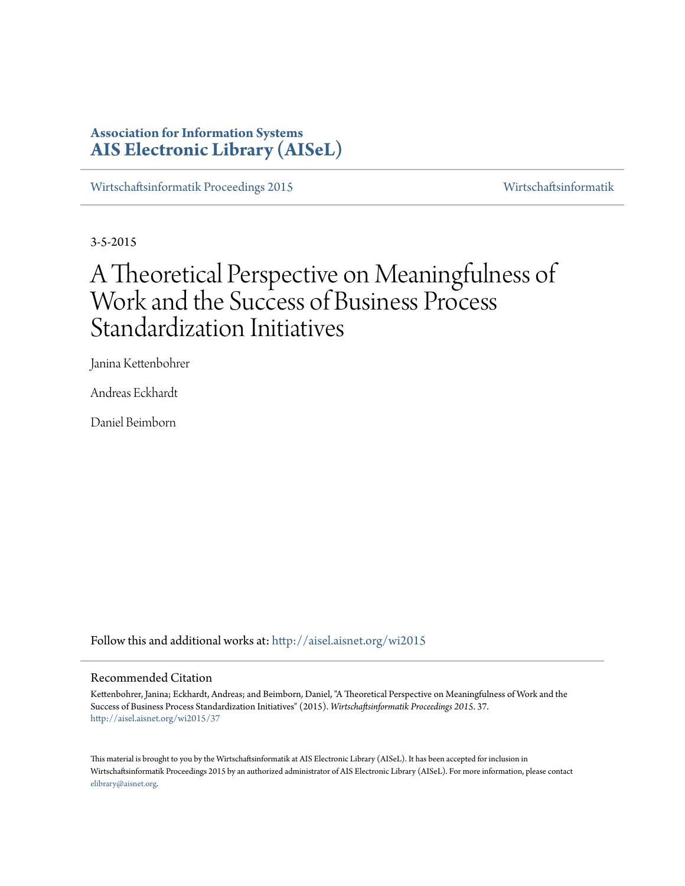**Association for Information Systems**
**AIS Electronic Library (AISeL)**

Wirtschaftsinformatik Proceedings 2015 | Wirtschaftsinformatik

3-5-2015

# A Theoretical Perspective on Meaningfulness of Work and the Success of Business Process Standardization Initiatives

Janina Kettenbohrer

Andreas Eckhardt

Daniel Beimborn

Follow this and additional works at: http://aisel.aisnet.org/wi2015

## Recommended Citation

Kettenbohrer, Janina; Eckhardt, Andreas; and Beimborn, Daniel, "A Theoretical Perspective on Meaningfulness of Work and the Success of Business Process Standardization Initiatives" (2015). *Wirtschaftsinformatik Proceedings 2015*. 37.
http://aisel.aisnet.org/wi2015/37

This material is brought to you by the Wirtschaftsinformatik at AIS Electronic Library (AISeL). It has been accepted for inclusion in Wirtschaftsinformatik Proceedings 2015 by an authorized administrator of AIS Electronic Library (AISeL). For more information, please contact elibrary@aisnet.org.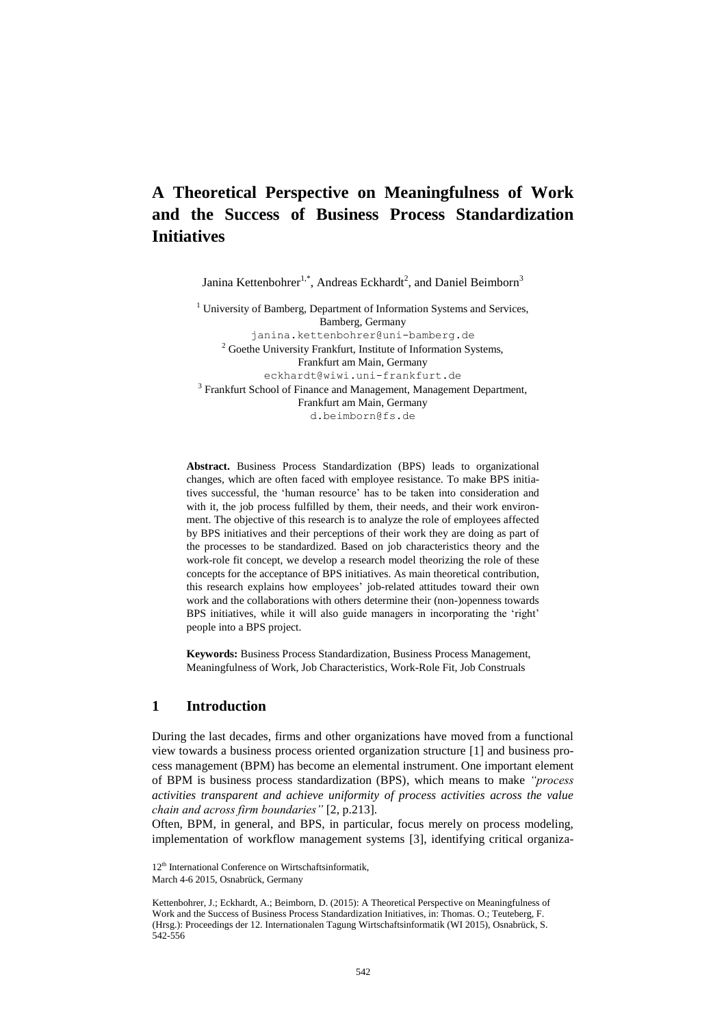# A Theoretical Perspective on Meaningfulness of Work and the Success of Business Process Standardization Initiatives

Janina Kettenbohrer[1,*], Andreas Eckhardt[2], and Daniel Beimborn[3]

[1] University of Bamberg, Department of Information Systems and Services, Bamberg, Germany
janina.kettenbohrer@uni-bamberg.de

[2] Goethe University Frankfurt, Institute of Information Systems, Frankfurt am Main, Germany
eckhardt@wiwi.uni-frankfurt.de

[3] Frankfurt School of Finance and Management, Management Department, Frankfurt am Main, Germany
d.beimborn@fs.de

**Abstract.** Business Process Standardization (BPS) leads to organizational changes, which are often faced with employee resistance. To make BPS initiatives successful, the 'human resource' has to be taken into consideration and with it, the job process fulfilled by them, their needs, and their work environment. The objective of this research is to analyze the role of employees affected by BPS initiatives and their perceptions of their work they are doing as part of the processes to be standardized. Based on job characteristics theory and the work-role fit concept, we develop a research model theorizing the role of these concepts for the acceptance of BPS initiatives. As main theoretical contribution, this research explains how employees' job-related attitudes toward their own work and the collaborations with others determine their (non-)openness towards BPS initiatives, while it will also guide managers in incorporating the 'right' people into a BPS project.

**Keywords:** Business Process Standardization, Business Process Management, Meaningfulness of Work, Job Characteristics, Work-Role Fit, Job Construals

## 1 Introduction

During the last decades, firms and other organizations have moved from a functional view towards a business process oriented organization structure [1] and business process management (BPM) has become an elemental instrument. One important element of BPM is business process standardization (BPS), which means to make *"process activities transparent and achieve uniformity of process activities across the value chain and across firm boundaries"* [2, p.213].

Often, BPM, in general, and BPS, in particular, focus merely on process modeling, implementation of workflow management systems [3], identifying critical organiza-

12th International Conference on Wirtschaftsinformatik,
March 4-6 2015, Osnabrück, Germany

Kettenbohrer, J.; Eckhardt, A.; Beimborn, D. (2015): A Theoretical Perspective on Meaningfulness of Work and the Success of Business Process Standardization Initiatives, in: Thomas. O.; Teuteberg, F. (Hrsg.): Proceedings der 12. Internationalen Tagung Wirtschaftsinformatik (WI 2015), Osnabrück, S. 542-556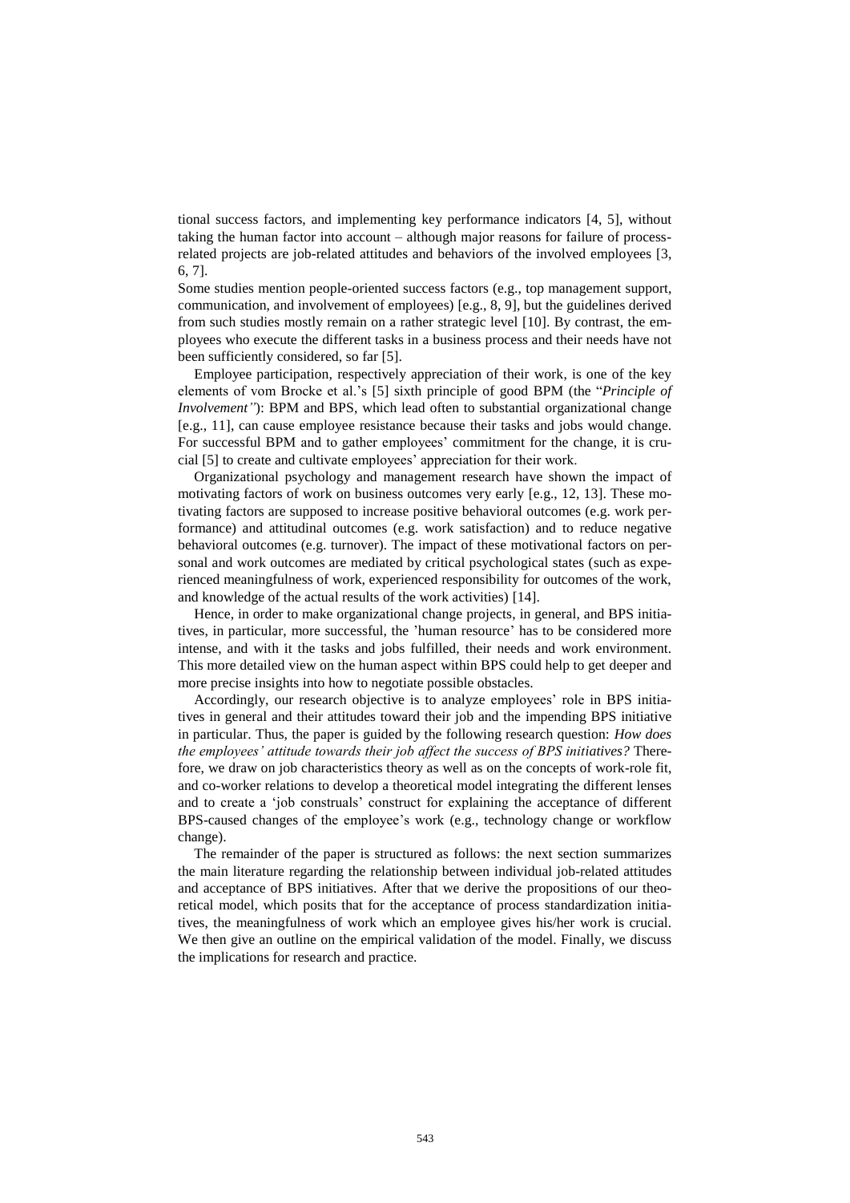tional success factors, and implementing key performance indicators [4, 5], without taking the human factor into account – although major reasons for failure of process-related projects are job-related attitudes and behaviors of the involved employees [3, 6, 7].

Some studies mention people-oriented success factors (e.g., top management support, communication, and involvement of employees) [e.g., 8, 9], but the guidelines derived from such studies mostly remain on a rather strategic level [10]. By contrast, the employees who execute the different tasks in a business process and their needs have not been sufficiently considered, so far [5].

Employee participation, respectively appreciation of their work, is one of the key elements of vom Brocke et al.'s [5] sixth principle of good BPM (the "*Principle of Involvement"*): BPM and BPS, which lead often to substantial organizational change [e.g., 11], can cause employee resistance because their tasks and jobs would change. For successful BPM and to gather employees' commitment for the change, it is crucial [5] to create and cultivate employees' appreciation for their work.

Organizational psychology and management research have shown the impact of motivating factors of work on business outcomes very early [e.g., 12, 13]. These motivating factors are supposed to increase positive behavioral outcomes (e.g. work performance) and attitudinal outcomes (e.g. work satisfaction) and to reduce negative behavioral outcomes (e.g. turnover). The impact of these motivational factors on personal and work outcomes are mediated by critical psychological states (such as experienced meaningfulness of work, experienced responsibility for outcomes of the work, and knowledge of the actual results of the work activities) [14].

Hence, in order to make organizational change projects, in general, and BPS initiatives, in particular, more successful, the 'human resource' has to be considered more intense, and with it the tasks and jobs fulfilled, their needs and work environment. This more detailed view on the human aspect within BPS could help to get deeper and more precise insights into how to negotiate possible obstacles.

Accordingly, our research objective is to analyze employees' role in BPS initiatives in general and their attitudes toward their job and the impending BPS initiative in particular. Thus, the paper is guided by the following research question: *How does the employees' attitude towards their job affect the success of BPS initiatives?* Therefore, we draw on job characteristics theory as well as on the concepts of work-role fit, and co-worker relations to develop a theoretical model integrating the different lenses and to create a 'job construals' construct for explaining the acceptance of different BPS-caused changes of the employee's work (e.g., technology change or workflow change).

The remainder of the paper is structured as follows: the next section summarizes the main literature regarding the relationship between individual job-related attitudes and acceptance of BPS initiatives. After that we derive the propositions of our theoretical model, which posits that for the acceptance of process standardization initiatives, the meaningfulness of work which an employee gives his/her work is crucial. We then give an outline on the empirical validation of the model. Finally, we discuss the implications for research and practice.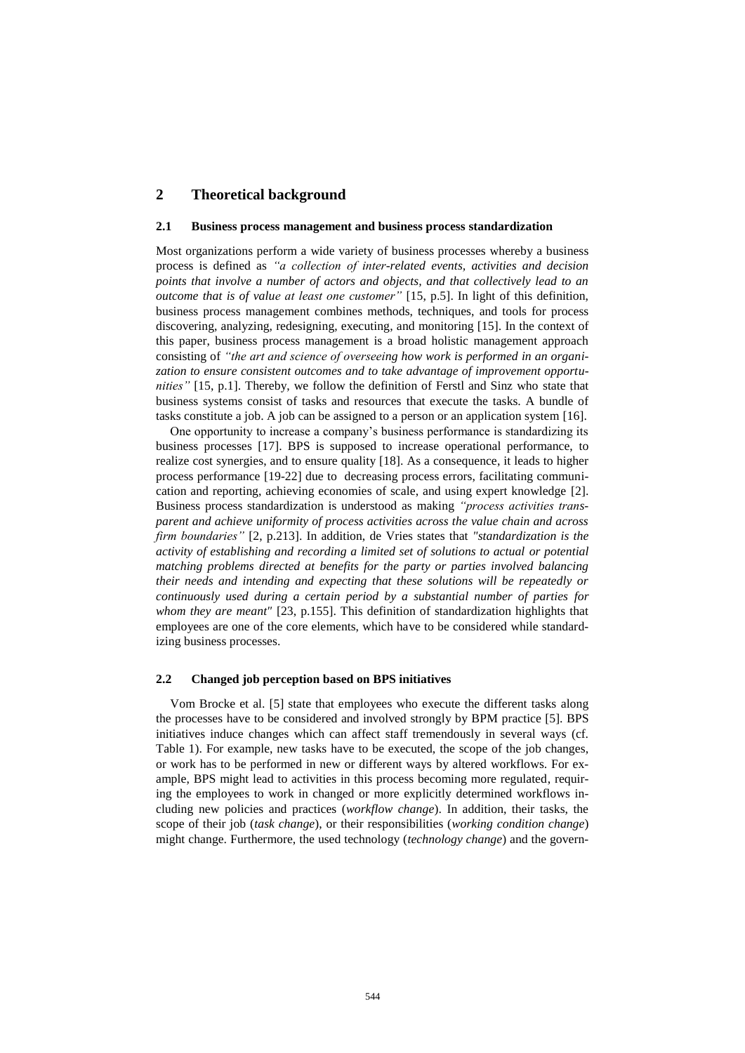## 2 Theoretical background

### 2.1 Business process management and business process standardization

Most organizations perform a wide variety of business processes whereby a business process is defined as *"a collection of inter-related events, activities and decision points that involve a number of actors and objects, and that collectively lead to an outcome that is of value at least one customer"* [15, p.5]. In light of this definition, business process management combines methods, techniques, and tools for process discovering, analyzing, redesigning, executing, and monitoring [15]. In the context of this paper, business process management is a broad holistic management approach consisting of *"the art and science of overseeing how work is performed in an organization to ensure consistent outcomes and to take advantage of improvement opportunities"* [15, p.1]. Thereby, we follow the definition of Ferstl and Sinz who state that business systems consist of tasks and resources that execute the tasks. A bundle of tasks constitute a job. A job can be assigned to a person or an application system [16].

One opportunity to increase a company's business performance is standardizing its business processes [17]. BPS is supposed to increase operational performance, to realize cost synergies, and to ensure quality [18]. As a consequence, it leads to higher process performance [19-22] due to decreasing process errors, facilitating communication and reporting, achieving economies of scale, and using expert knowledge [2]. Business process standardization is understood as making *"process activities transparent and achieve uniformity of process activities across the value chain and across firm boundaries"* [2, p.213]. In addition, de Vries states that *"standardization is the activity of establishing and recording a limited set of solutions to actual or potential matching problems directed at benefits for the party or parties involved balancing their needs and intending and expecting that these solutions will be repeatedly or continuously used during a certain period by a substantial number of parties for whom they are meant"* [23, p.155]. This definition of standardization highlights that employees are one of the core elements, which have to be considered while standardizing business processes.

### 2.2 Changed job perception based on BPS initiatives

Vom Brocke et al. [5] state that employees who execute the different tasks along the processes have to be considered and involved strongly by BPM practice [5]. BPS initiatives induce changes which can affect staff tremendously in several ways (cf. Table 1). For example, new tasks have to be executed, the scope of the job changes, or work has to be performed in new or different ways by altered workflows. For example, BPS might lead to activities in this process becoming more regulated, requiring the employees to work in changed or more explicitly determined workflows including new policies and practices (*workflow change*). In addition, their tasks, the scope of their job (*task change*), or their responsibilities (*working condition change*) might change. Furthermore, the used technology (*technology change*) and the govern-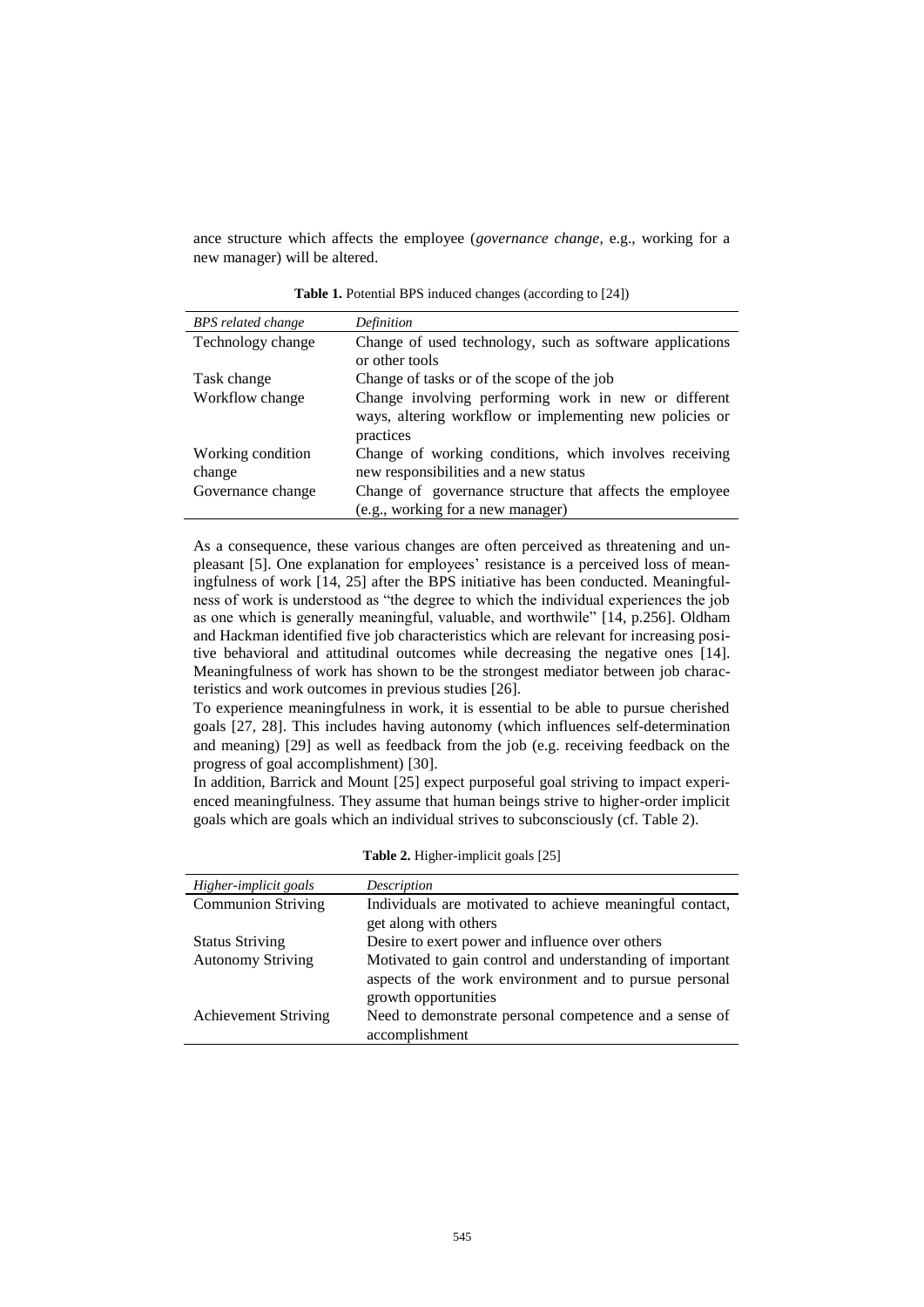ance structure which affects the employee (*governance change*, e.g., working for a new manager) will be altered.

**Table 1.** Potential BPS induced changes (according to [24])

| *BPS related change* | *Definition* |
| --- | --- |
| Technology change | Change of used technology, such as software applications or other tools |
| Task change | Change of tasks or of the scope of the job |
| Workflow change | Change involving performing work in new or different ways, altering workflow or implementing new policies or practices |
| Working condition change | Change of working conditions, which involves receiving new responsibilities and a new status |
| Governance change | Change of governance structure that affects the employee (e.g., working for a new manager) |

As a consequence, these various changes are often perceived as threatening and unpleasant [5]. One explanation for employees' resistance is a perceived loss of meaningfulness of work [14, 25] after the BPS initiative has been conducted. Meaningfulness of work is understood as "the degree to which the individual experiences the job as one which is generally meaningful, valuable, and worthwile" [14, p.256]. Oldham and Hackman identified five job characteristics which are relevant for increasing positive behavioral and attitudinal outcomes while decreasing the negative ones [14]. Meaningfulness of work has shown to be the strongest mediator between job characteristics and work outcomes in previous studies [26].

To experience meaningfulness in work, it is essential to be able to pursue cherished goals [27, 28]. This includes having autonomy (which influences self-determination and meaning) [29] as well as feedback from the job (e.g. receiving feedback on the progress of goal accomplishment) [30].

In addition, Barrick and Mount [25] expect purposeful goal striving to impact experienced meaningfulness. They assume that human beings strive to higher-order implicit goals which are goals which an individual strives to subconsciously (cf. Table 2).

**Table 2.** Higher-implicit goals [25]

| *Higher-implicit goals* | *Description* |
| --- | --- |
| Communion Striving | Individuals are motivated to achieve meaningful contact, get along with others |
| Status Striving | Desire to exert power and influence over others |
| Autonomy Striving | Motivated to gain control and understanding of important aspects of the work environment and to pursue personal growth opportunities |
| Achievement Striving | Need to demonstrate personal competence and a sense of accomplishment |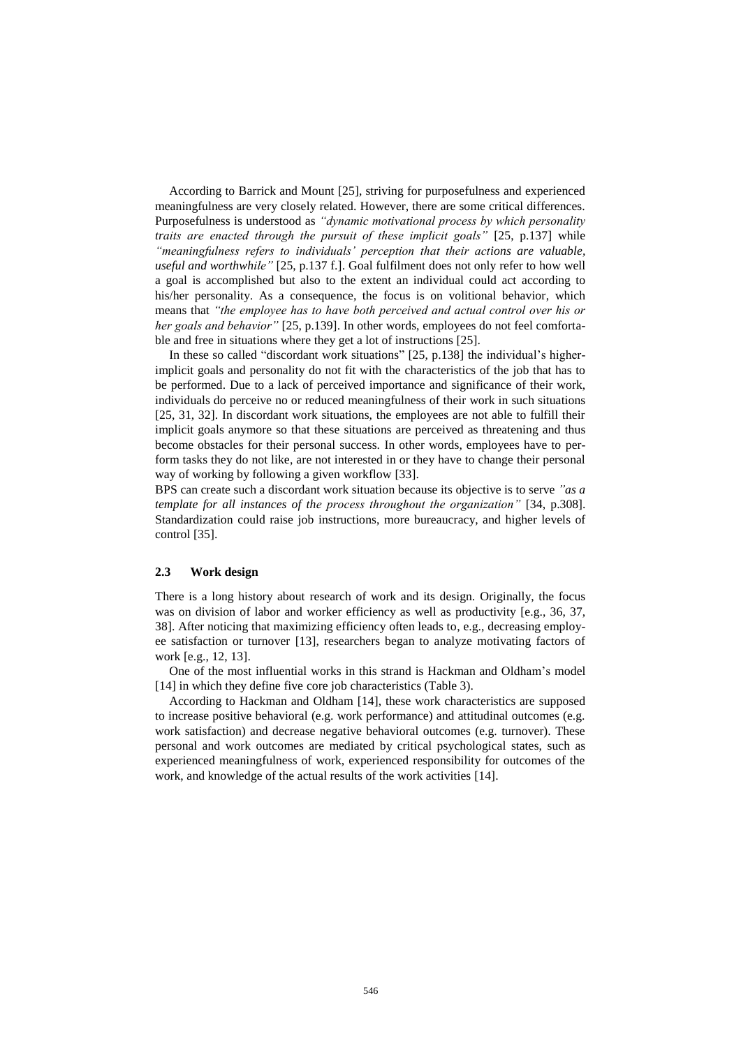According to Barrick and Mount [25], striving for purposefulness and experienced meaningfulness are very closely related. However, there are some critical differences. Purposefulness is understood as *"dynamic motivational process by which personality traits are enacted through the pursuit of these implicit goals"* [25, p.137] while *"meaningfulness refers to individuals' perception that their actions are valuable, useful and worthwhile"* [25, p.137 f.]. Goal fulfilment does not only refer to how well a goal is accomplished but also to the extent an individual could act according to his/her personality. As a consequence, the focus is on volitional behavior, which means that *"the employee has to have both perceived and actual control over his or her goals and behavior"* [25, p.139]. In other words, employees do not feel comfortable and free in situations where they get a lot of instructions [25].

In these so called "discordant work situations" [25, p.138] the individual's higher-implicit goals and personality do not fit with the characteristics of the job that has to be performed. Due to a lack of perceived importance and significance of their work, individuals do perceive no or reduced meaningfulness of their work in such situations [25, 31, 32]. In discordant work situations, the employees are not able to fulfill their implicit goals anymore so that these situations are perceived as threatening and thus become obstacles for their personal success. In other words, employees have to perform tasks they do not like, are not interested in or they have to change their personal way of working by following a given workflow [33].

BPS can create such a discordant work situation because its objective is to serve *"as a template for all instances of the process throughout the organization"* [34, p.308]. Standardization could raise job instructions, more bureaucracy, and higher levels of control [35].

### 2.3 Work design

There is a long history about research of work and its design. Originally, the focus was on division of labor and worker efficiency as well as productivity [e.g., 36, 37, 38]. After noticing that maximizing efficiency often leads to, e.g., decreasing employee satisfaction or turnover [13], researchers began to analyze motivating factors of work [e.g., 12, 13].

One of the most influential works in this strand is Hackman and Oldham's model [14] in which they define five core job characteristics (Table 3).

According to Hackman and Oldham [14], these work characteristics are supposed to increase positive behavioral (e.g. work performance) and attitudinal outcomes (e.g. work satisfaction) and decrease negative behavioral outcomes (e.g. turnover). These personal and work outcomes are mediated by critical psychological states, such as experienced meaningfulness of work, experienced responsibility for outcomes of the work, and knowledge of the actual results of the work activities [14].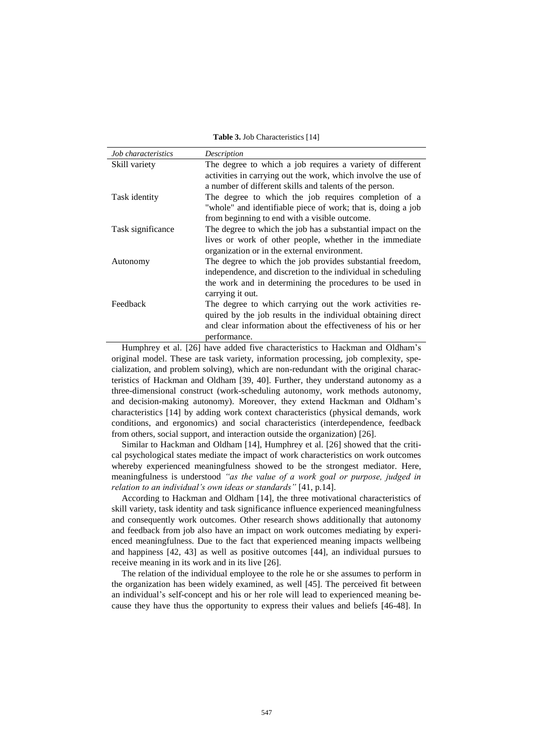**Table 3.** Job Characteristics [14]

| *Job characteristics* | *Description* |
|---|---|
| Skill variety | The degree to which a job requires a variety of different activities in carrying out the work, which involve the use of a number of different skills and talents of the person. |
| Task identity | The degree to which the job requires completion of a "whole" and identifiable piece of work; that is, doing a job from beginning to end with a visible outcome. |
| Task significance | The degree to which the job has a substantial impact on the lives or work of other people, whether in the immediate organization or in the external environment. |
| Autonomy | The degree to which the job provides substantial freedom, independence, and discretion to the individual in scheduling the work and in determining the procedures to be used in carrying it out. |
| Feedback | The degree to which carrying out the work activities required by the job results in the individual obtaining direct and clear information about the effectiveness of his or her performance. |

Humphrey et al. [26] have added five characteristics to Hackman and Oldham's original model. These are task variety, information processing, job complexity, specialization, and problem solving), which are non-redundant with the original characteristics of Hackman and Oldham [39, 40]. Further, they understand autonomy as a three-dimensional construct (work-scheduling autonomy, work methods autonomy, and decision-making autonomy). Moreover, they extend Hackman and Oldham's characteristics [14] by adding work context characteristics (physical demands, work conditions, and ergonomics) and social characteristics (interdependence, feedback from others, social support, and interaction outside the organization) [26].

Similar to Hackman and Oldham [14], Humphrey et al. [26] showed that the critical psychological states mediate the impact of work characteristics on work outcomes whereby experienced meaningfulness showed to be the strongest mediator. Here, meaningfulness is understood *"as the value of a work goal or purpose, judged in relation to an individual's own ideas or standards"* [41, p.14].

According to Hackman and Oldham [14], the three motivational characteristics of skill variety, task identity and task significance influence experienced meaningfulness and consequently work outcomes. Other research shows additionally that autonomy and feedback from job also have an impact on work outcomes mediating by experienced meaningfulness. Due to the fact that experienced meaning impacts wellbeing and happiness [42, 43] as well as positive outcomes [44], an individual pursues to receive meaning in its work and in its live [26].

The relation of the individual employee to the role he or she assumes to perform in the organization has been widely examined, as well [45]. The perceived fit between an individual's self-concept and his or her role will lead to experienced meaning because they have thus the opportunity to express their values and beliefs [46-48]. In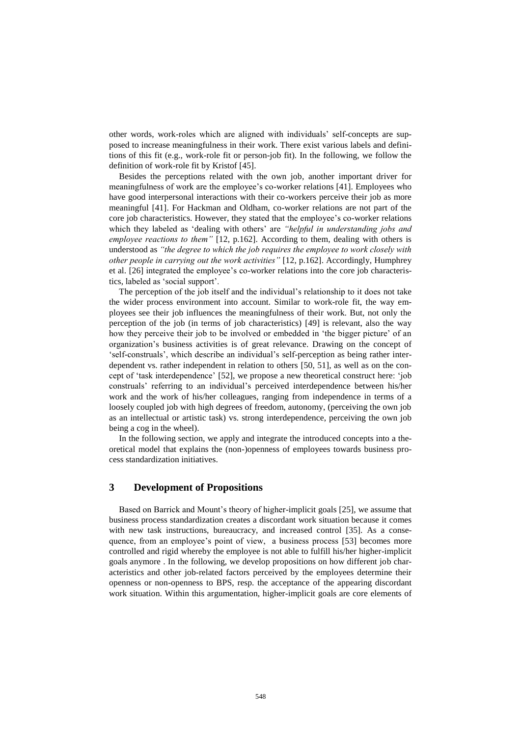other words, work-roles which are aligned with individuals' self-concepts are supposed to increase meaningfulness in their work. There exist various labels and definitions of this fit (e.g., work-role fit or person-job fit). In the following, we follow the definition of work-role fit by Kristof [45].

Besides the perceptions related with the own job, another important driver for meaningfulness of work are the employee's co-worker relations [41]. Employees who have good interpersonal interactions with their co-workers perceive their job as more meaningful [41]. For Hackman and Oldham, co-worker relations are not part of the core job characteristics. However, they stated that the employee's co-worker relations which they labeled as 'dealing with others' are *"helpful in understanding jobs and employee reactions to them"* [12, p.162]. According to them, dealing with others is understood as *"the degree to which the job requires the employee to work closely with other people in carrying out the work activities"* [12, p.162]. Accordingly, Humphrey et al. [26] integrated the employee's co-worker relations into the core job characteristics, labeled as 'social support'.

The perception of the job itself and the individual's relationship to it does not take the wider process environment into account. Similar to work-role fit, the way employees see their job influences the meaningfulness of their work. But, not only the perception of the job (in terms of job characteristics) [49] is relevant, also the way how they perceive their job to be involved or embedded in 'the bigger picture' of an organization's business activities is of great relevance. Drawing on the concept of 'self-construals', which describe an individual's self-perception as being rather interdependent vs. rather independent in relation to others [50, 51], as well as on the concept of 'task interdependence' [52], we propose a new theoretical construct here: 'job construals' referring to an individual's perceived interdependence between his/her work and the work of his/her colleagues, ranging from independence in terms of a loosely coupled job with high degrees of freedom, autonomy, (perceiving the own job as an intellectual or artistic task) vs. strong interdependence, perceiving the own job being a cog in the wheel).

In the following section, we apply and integrate the introduced concepts into a theoretical model that explains the (non-)openness of employees towards business process standardization initiatives.

## 3 Development of Propositions

Based on Barrick and Mount's theory of higher-implicit goals [25], we assume that business process standardization creates a discordant work situation because it comes with new task instructions, bureaucracy, and increased control [35]. As a consequence, from an employee's point of view, a business process [53] becomes more controlled and rigid whereby the employee is not able to fulfill his/her higher-implicit goals anymore . In the following, we develop propositions on how different job characteristics and other job-related factors perceived by the employees determine their openness or non-openness to BPS, resp. the acceptance of the appearing discordant work situation. Within this argumentation, higher-implicit goals are core elements of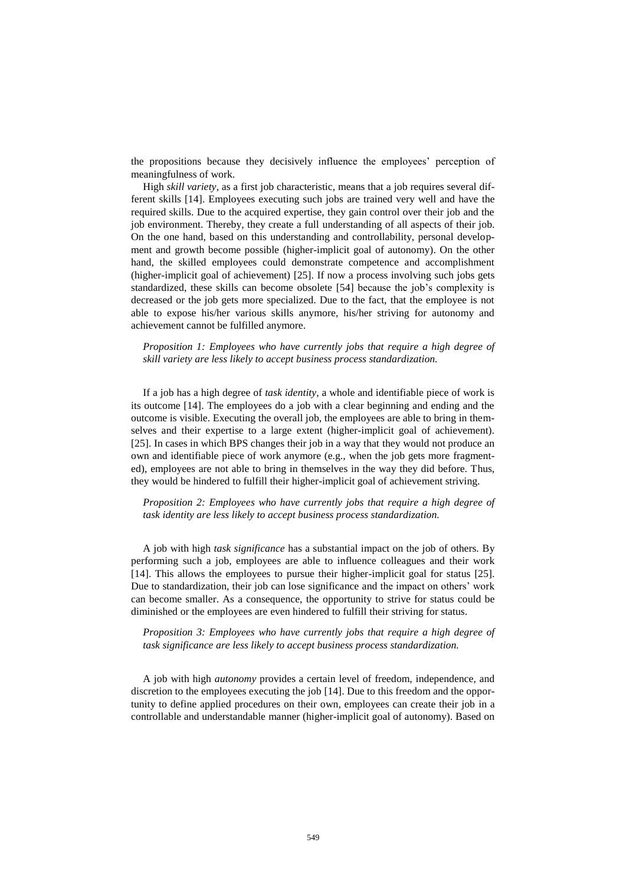the propositions because they decisively influence the employees' perception of meaningfulness of work.

High *skill variety*, as a first job characteristic, means that a job requires several different skills [14]. Employees executing such jobs are trained very well and have the required skills. Due to the acquired expertise, they gain control over their job and the job environment. Thereby, they create a full understanding of all aspects of their job. On the one hand, based on this understanding and controllability, personal development and growth become possible (higher-implicit goal of autonomy). On the other hand, the skilled employees could demonstrate competence and accomplishment (higher-implicit goal of achievement) [25]. If now a process involving such jobs gets standardized, these skills can become obsolete [54] because the job's complexity is decreased or the job gets more specialized. Due to the fact, that the employee is not able to expose his/her various skills anymore, his/her striving for autonomy and achievement cannot be fulfilled anymore.

*Proposition 1: Employees who have currently jobs that require a high degree of skill variety are less likely to accept business process standardization.*

If a job has a high degree of *task identity*, a whole and identifiable piece of work is its outcome [14]. The employees do a job with a clear beginning and ending and the outcome is visible. Executing the overall job, the employees are able to bring in themselves and their expertise to a large extent (higher-implicit goal of achievement). [25]. In cases in which BPS changes their job in a way that they would not produce an own and identifiable piece of work anymore (e.g., when the job gets more fragmented), employees are not able to bring in themselves in the way they did before. Thus, they would be hindered to fulfill their higher-implicit goal of achievement striving.

*Proposition 2: Employees who have currently jobs that require a high degree of task identity are less likely to accept business process standardization.*

A job with high *task significance* has a substantial impact on the job of others. By performing such a job, employees are able to influence colleagues and their work [14]. This allows the employees to pursue their higher-implicit goal for status [25]. Due to standardization, their job can lose significance and the impact on others' work can become smaller. As a consequence, the opportunity to strive for status could be diminished or the employees are even hindered to fulfill their striving for status.

*Proposition 3: Employees who have currently jobs that require a high degree of task significance are less likely to accept business process standardization.*

A job with high *autonomy* provides a certain level of freedom, independence, and discretion to the employees executing the job [14]. Due to this freedom and the opportunity to define applied procedures on their own, employees can create their job in a controllable and understandable manner (higher-implicit goal of autonomy). Based on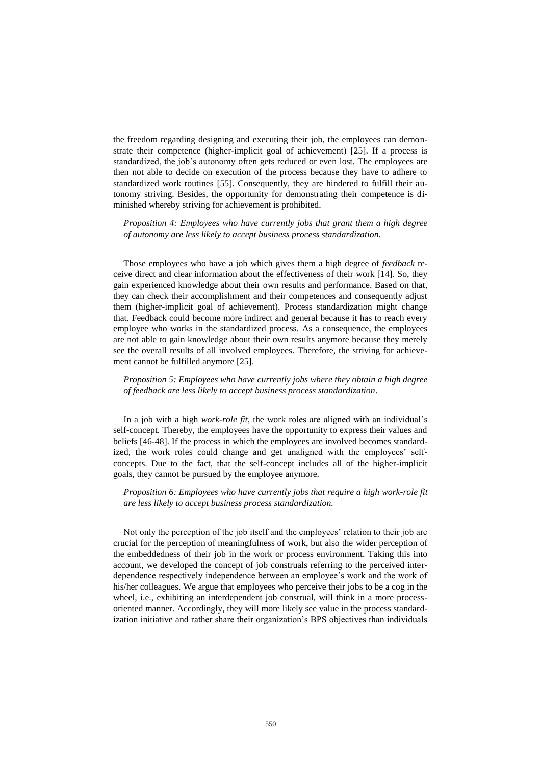the freedom regarding designing and executing their job, the employees can demonstrate their competence (higher-implicit goal of achievement) [25]. If a process is standardized, the job's autonomy often gets reduced or even lost. The employees are then not able to decide on execution of the process because they have to adhere to standardized work routines [55]. Consequently, they are hindered to fulfill their autonomy striving. Besides, the opportunity for demonstrating their competence is diminished whereby striving for achievement is prohibited.

*Proposition 4: Employees who have currently jobs that grant them a high degree of autonomy are less likely to accept business process standardization.*

Those employees who have a job which gives them a high degree of *feedback* receive direct and clear information about the effectiveness of their work [14]. So, they gain experienced knowledge about their own results and performance. Based on that, they can check their accomplishment and their competences and consequently adjust them (higher-implicit goal of achievement). Process standardization might change that. Feedback could become more indirect and general because it has to reach every employee who works in the standardized process. As a consequence, the employees are not able to gain knowledge about their own results anymore because they merely see the overall results of all involved employees. Therefore, the striving for achievement cannot be fulfilled anymore [25].

*Proposition 5: Employees who have currently jobs where they obtain a high degree of feedback are less likely to accept business process standardization.*

In a job with a high *work-role fit*, the work roles are aligned with an individual's self-concept. Thereby, the employees have the opportunity to express their values and beliefs [46-48]. If the process in which the employees are involved becomes standardized, the work roles could change and get unaligned with the employees' self-concepts. Due to the fact, that the self-concept includes all of the higher-implicit goals, they cannot be pursued by the employee anymore.

*Proposition 6: Employees who have currently jobs that require a high work-role fit are less likely to accept business process standardization.*

Not only the perception of the job itself and the employees' relation to their job are crucial for the perception of meaningfulness of work, but also the wider perception of the embeddedness of their job in the work or process environment. Taking this into account, we developed the concept of job construals referring to the perceived interdependence respectively independence between an employee's work and the work of his/her colleagues. We argue that employees who perceive their jobs to be a cog in the wheel, i.e., exhibiting an interdependent job construal, will think in a more process-oriented manner. Accordingly, they will more likely see value in the process standardization initiative and rather share their organization's BPS objectives than individuals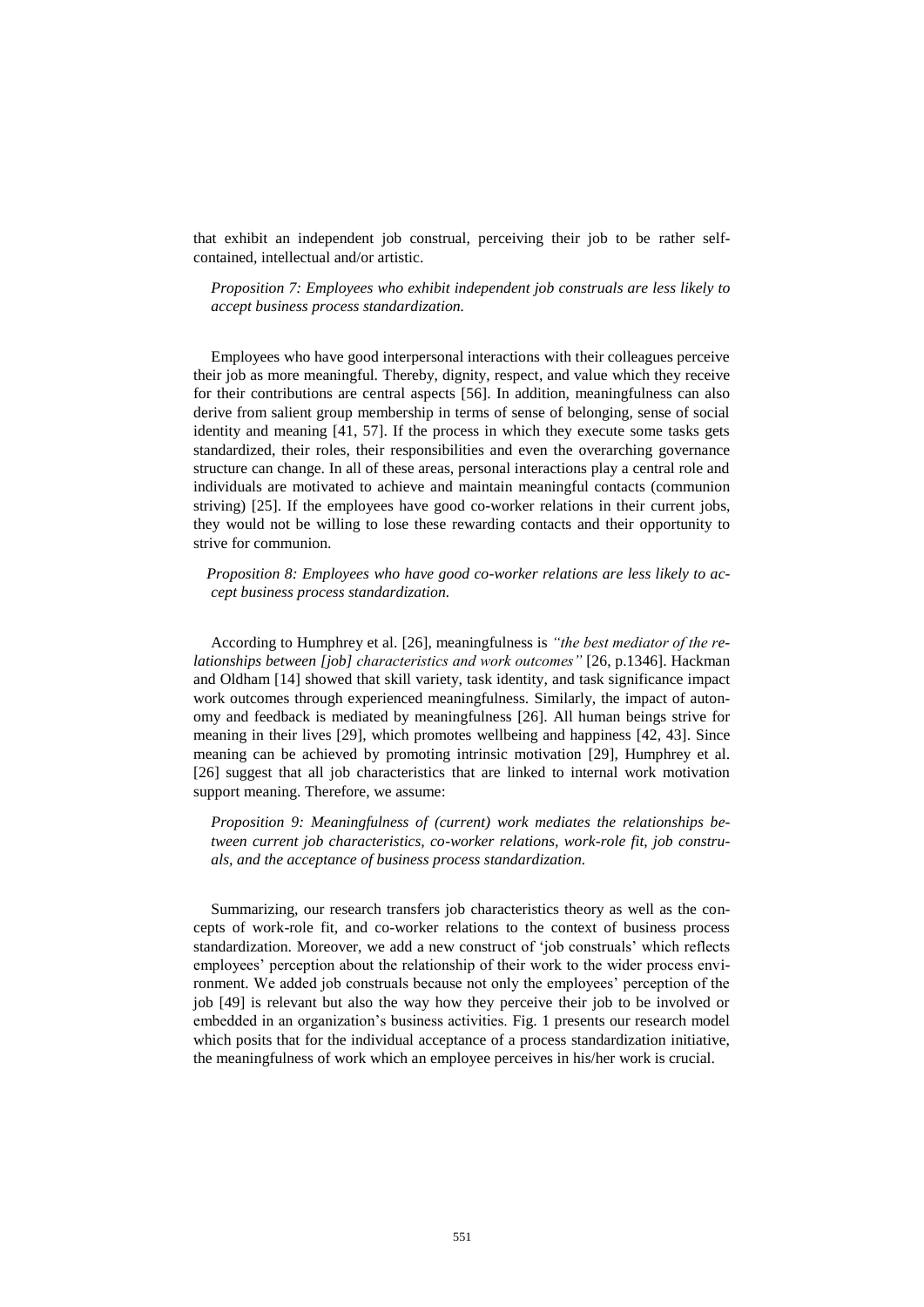that exhibit an independent job construal, perceiving their job to be rather self-contained, intellectual and/or artistic.

*Proposition 7: Employees who exhibit independent job construals are less likely to accept business process standardization.*

Employees who have good interpersonal interactions with their colleagues perceive their job as more meaningful. Thereby, dignity, respect, and value which they receive for their contributions are central aspects [56]. In addition, meaningfulness can also derive from salient group membership in terms of sense of belonging, sense of social identity and meaning [41, 57]. If the process in which they execute some tasks gets standardized, their roles, their responsibilities and even the overarching governance structure can change. In all of these areas, personal interactions play a central role and individuals are motivated to achieve and maintain meaningful contacts (communion striving) [25]. If the employees have good co-worker relations in their current jobs, they would not be willing to lose these rewarding contacts and their opportunity to strive for communion.

*Proposition 8: Employees who have good co-worker relations are less likely to accept business process standardization.*

According to Humphrey et al. [26], meaningfulness is *"the best mediator of the relationships between [job] characteristics and work outcomes"* [26, p.1346]. Hackman and Oldham [14] showed that skill variety, task identity, and task significance impact work outcomes through experienced meaningfulness. Similarly, the impact of autonomy and feedback is mediated by meaningfulness [26]. All human beings strive for meaning in their lives [29], which promotes wellbeing and happiness [42, 43]. Since meaning can be achieved by promoting intrinsic motivation [29], Humphrey et al. [26] suggest that all job characteristics that are linked to internal work motivation support meaning. Therefore, we assume:

*Proposition 9: Meaningfulness of (current) work mediates the relationships between current job characteristics, co-worker relations, work-role fit, job construals, and the acceptance of business process standardization.*

Summarizing, our research transfers job characteristics theory as well as the concepts of work-role fit, and co-worker relations to the context of business process standardization. Moreover, we add a new construct of 'job construals' which reflects employees' perception about the relationship of their work to the wider process environment. We added job construals because not only the employees' perception of the job [49] is relevant but also the way how they perceive their job to be involved or embedded in an organization's business activities. Fig. 1 presents our research model which posits that for the individual acceptance of a process standardization initiative, the meaningfulness of work which an employee perceives in his/her work is crucial.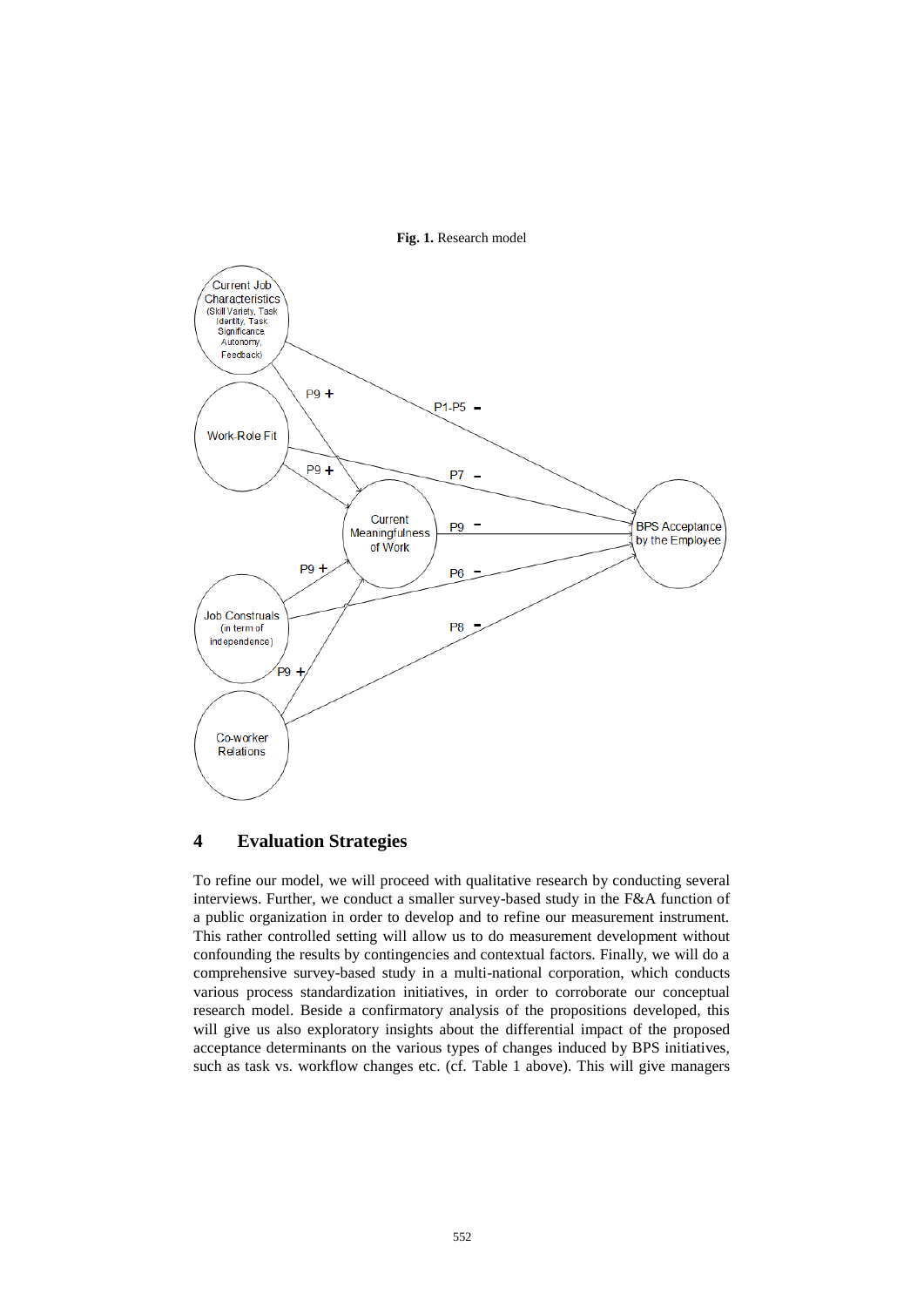**Fig. 1.** Research model

## 4 Evaluation Strategies

To refine our model, we will proceed with qualitative research by conducting several interviews. Further, we conduct a smaller survey-based study in the F&A function of a public organization in order to develop and to refine our measurement instrument. This rather controlled setting will allow us to do measurement development without confounding the results by contingencies and contextual factors. Finally, we will do a comprehensive survey-based study in a multi-national corporation, which conducts various process standardization initiatives, in order to corroborate our conceptual research model. Beside a confirmatory analysis of the propositions developed, this will give us also exploratory insights about the differential impact of the proposed acceptance determinants on the various types of changes induced by BPS initiatives, such as task vs. workflow changes etc. (cf. Table 1 above). This will give managers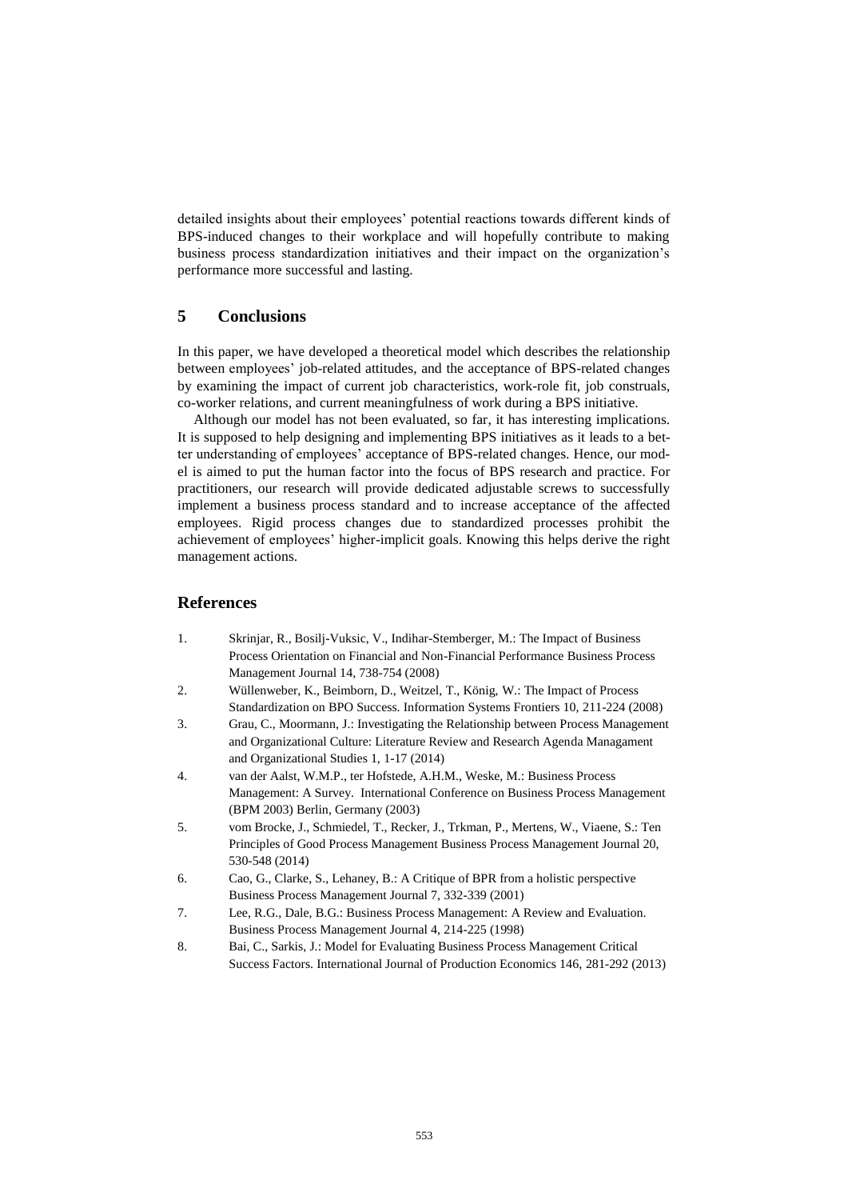detailed insights about their employees' potential reactions towards different kinds of BPS-induced changes to their workplace and will hopefully contribute to making business process standardization initiatives and their impact on the organization's performance more successful and lasting.

## 5 Conclusions

In this paper, we have developed a theoretical model which describes the relationship between employees' job-related attitudes, and the acceptance of BPS-related changes by examining the impact of current job characteristics, work-role fit, job construals, co-worker relations, and current meaningfulness of work during a BPS initiative.

Although our model has not been evaluated, so far, it has interesting implications. It is supposed to help designing and implementing BPS initiatives as it leads to a better understanding of employees' acceptance of BPS-related changes. Hence, our model is aimed to put the human factor into the focus of BPS research and practice. For practitioners, our research will provide dedicated adjustable screws to successfully implement a business process standard and to increase acceptance of the affected employees. Rigid process changes due to standardized processes prohibit the achievement of employees' higher-implicit goals. Knowing this helps derive the right management actions.

## References

1. Skrinjar, R., Bosilj-Vuksic, V., Indihar-Stemberger, M.: The Impact of Business Process Orientation on Financial and Non-Financial Performance Business Process Management Journal 14, 738-754 (2008)
2. Wüllenweber, K., Beimborn, D., Weitzel, T., König, W.: The Impact of Process Standardization on BPO Success. Information Systems Frontiers 10, 211-224 (2008)
3. Grau, C., Moormann, J.: Investigating the Relationship between Process Management and Organizational Culture: Literature Review and Research Agenda Managament and Organizational Studies 1, 1-17 (2014)
4. van der Aalst, W.M.P., ter Hofstede, A.H.M., Weske, M.: Business Process Management: A Survey. International Conference on Business Process Management (BPM 2003) Berlin, Germany (2003)
5. vom Brocke, J., Schmiedel, T., Recker, J., Trkman, P., Mertens, W., Viaene, S.: Ten Principles of Good Process Management Business Process Management Journal 20, 530-548 (2014)
6. Cao, G., Clarke, S., Lehaney, B.: A Critique of BPR from a holistic perspective Business Process Management Journal 7, 332-339 (2001)
7. Lee, R.G., Dale, B.G.: Business Process Management: A Review and Evaluation. Business Process Management Journal 4, 214-225 (1998)
8. Bai, C., Sarkis, J.: Model for Evaluating Business Process Management Critical Success Factors. International Journal of Production Economics 146, 281-292 (2013)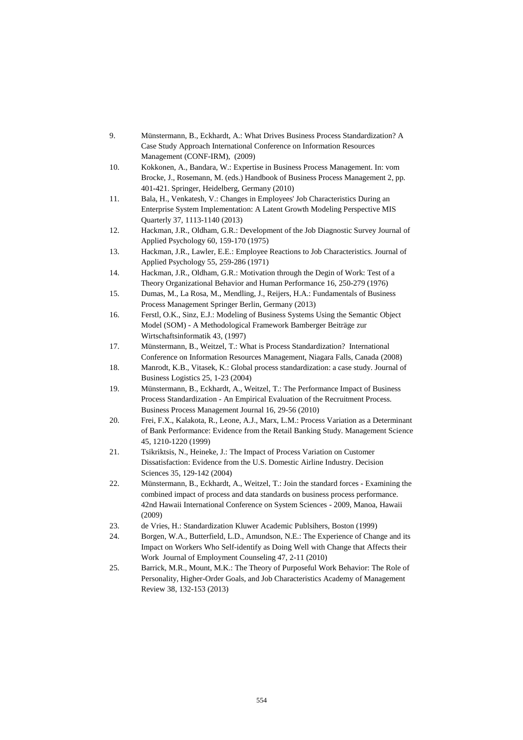9. Münstermann, B., Eckhardt, A.: What Drives Business Process Standardization? A Case Study Approach International Conference on Information Resources Management (CONF-IRM), (2009)
10. Kokkonen, A., Bandara, W.: Expertise in Business Process Management. In: vom Brocke, J., Rosemann, M. (eds.) Handbook of Business Process Management 2, pp. 401-421. Springer, Heidelberg, Germany (2010)
11. Bala, H., Venkatesh, V.: Changes in Employees' Job Characteristics During an Enterprise System Implementation: A Latent Growth Modeling Perspective MIS Quarterly 37, 1113-1140 (2013)
12. Hackman, J.R., Oldham, G.R.: Development of the Job Diagnostic Survey Journal of Applied Psychology 60, 159-170 (1975)
13. Hackman, J.R., Lawler, E.E.: Employee Reactions to Job Characteristics. Journal of Applied Psychology 55, 259-286 (1971)
14. Hackman, J.R., Oldham, G.R.: Motivation through the Degin of Work: Test of a Theory Organizational Behavior and Human Performance 16, 250-279 (1976)
15. Dumas, M., La Rosa, M., Mendling, J., Reijers, H.A.: Fundamentals of Business Process Management Springer Berlin, Germany (2013)
16. Ferstl, O.K., Sinz, E.J.: Modeling of Business Systems Using the Semantic Object Model (SOM) - A Methodological Framework Bamberger Beiträge zur Wirtschaftsinformatik 43, (1997)
17. Münstermann, B., Weitzel, T.: What is Process Standardization? International Conference on Information Resources Management, Niagara Falls, Canada (2008)
18. Manrodt, K.B., Vitasek, K.: Global process standardization: a case study. Journal of Business Logistics 25, 1-23 (2004)
19. Münstermann, B., Eckhardt, A., Weitzel, T.: The Performance Impact of Business Process Standardization - An Empirical Evaluation of the Recruitment Process. Business Process Management Journal 16, 29-56 (2010)
20. Frei, F.X., Kalakota, R., Leone, A.J., Marx, L.M.: Process Variation as a Determinant of Bank Performance: Evidence from the Retail Banking Study. Management Science 45, 1210-1220 (1999)
21. Tsikriktsis, N., Heineke, J.: The Impact of Process Variation on Customer Dissatisfaction: Evidence from the U.S. Domestic Airline Industry. Decision Sciences 35, 129-142 (2004)
22. Münstermann, B., Eckhardt, A., Weitzel, T.: Join the standard forces - Examining the combined impact of process and data standards on business process performance. 42nd Hawaii International Conference on System Sciences - 2009, Manoa, Hawaii (2009)
23. de Vries, H.: Standardization Kluwer Academic Publsihers, Boston (1999)
24. Borgen, W.A., Butterfield, L.D., Amundson, N.E.: The Experience of Change and its Impact on Workers Who Self-identify as Doing Well with Change that Affects their Work Journal of Employment Counseling 47, 2-11 (2010)
25. Barrick, M.R., Mount, M.K.: The Theory of Purposeful Work Behavior: The Role of Personality, Higher-Order Goals, and Job Characteristics Academy of Management Review 38, 132-153 (2013)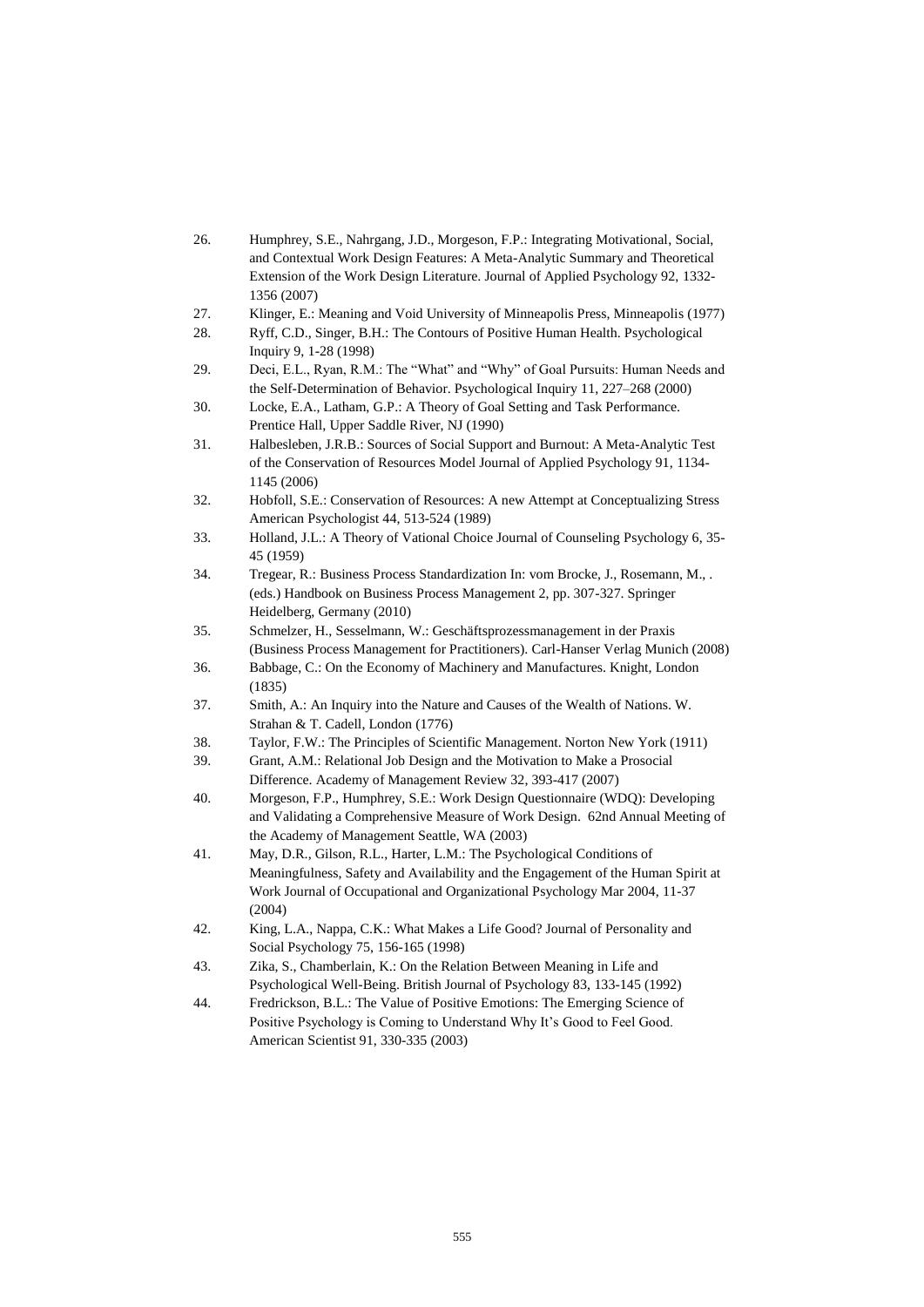26. Humphrey, S.E., Nahrgang, J.D., Morgeson, F.P.: Integrating Motivational, Social, and Contextual Work Design Features: A Meta-Analytic Summary and Theoretical Extension of the Work Design Literature. Journal of Applied Psychology 92, 1332-1356 (2007)
27. Klinger, E.: Meaning and Void University of Minneapolis Press, Minneapolis (1977)
28. Ryff, C.D., Singer, B.H.: The Contours of Positive Human Health. Psychological Inquiry 9, 1-28 (1998)
29. Deci, E.L., Ryan, R.M.: The "What" and "Why" of Goal Pursuits: Human Needs and the Self-Determination of Behavior. Psychological Inquiry 11, 227–268 (2000)
30. Locke, E.A., Latham, G.P.: A Theory of Goal Setting and Task Performance. Prentice Hall, Upper Saddle River, NJ (1990)
31. Halbesleben, J.R.B.: Sources of Social Support and Burnout: A Meta-Analytic Test of the Conservation of Resources Model Journal of Applied Psychology 91, 1134-1145 (2006)
32. Hobfoll, S.E.: Conservation of Resources: A new Attempt at Conceptualizing Stress American Psychologist 44, 513-524 (1989)
33. Holland, J.L.: A Theory of Vational Choice Journal of Counseling Psychology 6, 35-45 (1959)
34. Tregear, R.: Business Process Standardization In: vom Brocke, J., Rosemann, M., . (eds.) Handbook on Business Process Management 2, pp. 307-327. Springer Heidelberg, Germany (2010)
35. Schmelzer, H., Sesselmann, W.: Geschäftsprozessmanagement in der Praxis (Business Process Management for Practitioners). Carl-Hanser Verlag Munich (2008)
36. Babbage, C.: On the Economy of Machinery and Manufactures. Knight, London (1835)
37. Smith, A.: An Inquiry into the Nature and Causes of the Wealth of Nations. W. Strahan & T. Cadell, London (1776)
38. Taylor, F.W.: The Principles of Scientific Management. Norton New York (1911)
39. Grant, A.M.: Relational Job Design and the Motivation to Make a Prosocial Difference. Academy of Management Review 32, 393-417 (2007)
40. Morgeson, F.P., Humphrey, S.E.: Work Design Questionnaire (WDQ): Developing and Validating a Comprehensive Measure of Work Design. 62nd Annual Meeting of the Academy of Management Seattle, WA (2003)
41. May, D.R., Gilson, R.L., Harter, L.M.: The Psychological Conditions of Meaningfulness, Safety and Availability and the Engagement of the Human Spirit at Work Journal of Occupational and Organizational Psychology Mar 2004, 11-37 (2004)
42. King, L.A., Nappa, C.K.: What Makes a Life Good? Journal of Personality and Social Psychology 75, 156-165 (1998)
43. Zika, S., Chamberlain, K.: On the Relation Between Meaning in Life and Psychological Well-Being. British Journal of Psychology 83, 133-145 (1992)
44. Fredrickson, B.L.: The Value of Positive Emotions: The Emerging Science of Positive Psychology is Coming to Understand Why It's Good to Feel Good. American Scientist 91, 330-335 (2003)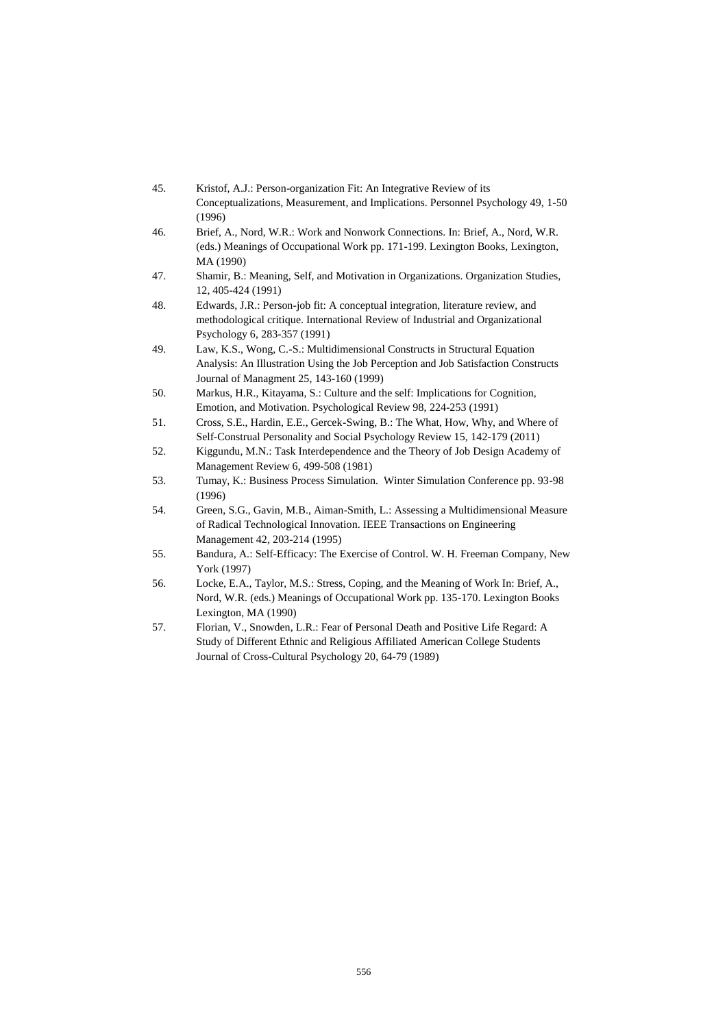45. Kristof, A.J.: Person-organization Fit: An Integrative Review of its Conceptualizations, Measurement, and Implications. Personnel Psychology 49, 1-50 (1996)
46. Brief, A., Nord, W.R.: Work and Nonwork Connections. In: Brief, A., Nord, W.R. (eds.) Meanings of Occupational Work pp. 171-199. Lexington Books, Lexington, MA (1990)
47. Shamir, B.: Meaning, Self, and Motivation in Organizations. Organization Studies, 12, 405-424 (1991)
48. Edwards, J.R.: Person-job fit: A conceptual integration, literature review, and methodological critique. International Review of Industrial and Organizational Psychology 6, 283-357 (1991)
49. Law, K.S., Wong, C.-S.: Multidimensional Constructs in Structural Equation Analysis: An Illustration Using the Job Perception and Job Satisfaction Constructs Journal of Managment 25, 143-160 (1999)
50. Markus, H.R., Kitayama, S.: Culture and the self: Implications for Cognition, Emotion, and Motivation. Psychological Review 98, 224-253 (1991)
51. Cross, S.E., Hardin, E.E., Gercek-Swing, B.: The What, How, Why, and Where of Self-Construal Personality and Social Psychology Review 15, 142-179 (2011)
52. Kiggundu, M.N.: Task Interdependence and the Theory of Job Design Academy of Management Review 6, 499-508 (1981)
53. Tumay, K.: Business Process Simulation. Winter Simulation Conference pp. 93-98 (1996)
54. Green, S.G., Gavin, M.B., Aiman-Smith, L.: Assessing a Multidimensional Measure of Radical Technological Innovation. IEEE Transactions on Engineering Management 42, 203-214 (1995)
55. Bandura, A.: Self-Efficacy: The Exercise of Control. W. H. Freeman Company, New York (1997)
56. Locke, E.A., Taylor, M.S.: Stress, Coping, and the Meaning of Work In: Brief, A., Nord, W.R. (eds.) Meanings of Occupational Work pp. 135-170. Lexington Books Lexington, MA (1990)
57. Florian, V., Snowden, L.R.: Fear of Personal Death and Positive Life Regard: A Study of Different Ethnic and Religious Affiliated American College Students Journal of Cross-Cultural Psychology 20, 64-79 (1989)